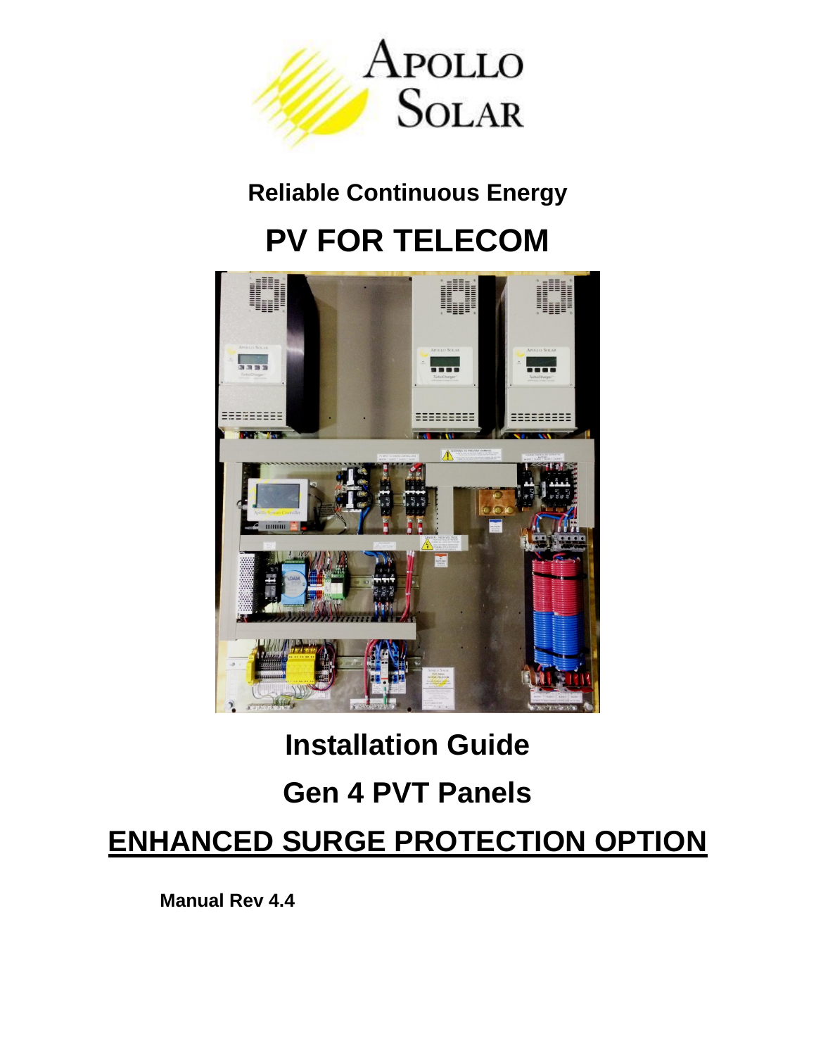Apollo Solar

**Reliable Continuous Energy**

# PV FOR TELECOM

# Installation Guide

# Gen 4 PVT Panels

# ENHANCED SURGE PROTECTION OPTION

**Manual Rev 4.4**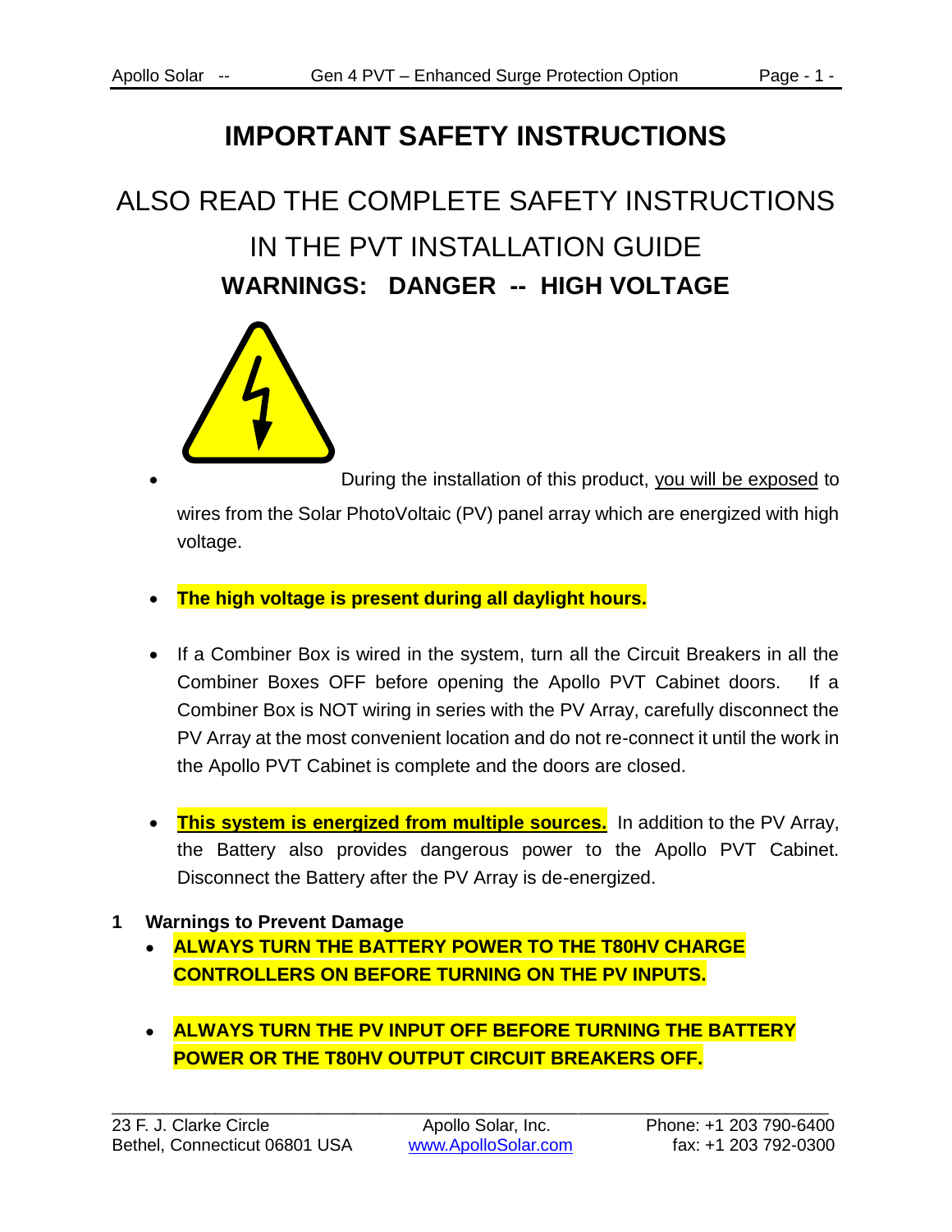# IMPORTANT SAFETY INSTRUCTIONS

## ALSO READ THE COMPLETE SAFETY INSTRUCTIONS IN THE PVT INSTALLATION GUIDE

## WARNINGS: DANGER -- HIGH VOLTAGE

- During the installation of this product, you will be exposed to wires from the Solar PhotoVoltaic (PV) panel array which are energized with high voltage.

- **The high voltage is present during all daylight hours.**

- If a Combiner Box is wired in the system, turn all the Circuit Breakers in all the Combiner Boxes OFF before opening the Apollo PVT Cabinet doors. If a Combiner Box is NOT wiring in series with the PV Array, carefully disconnect the PV Array at the most convenient location and do not re-connect it until the work in the Apollo PVT Cabinet is complete and the doors are closed.

- **This system is energized from multiple sources.** In addition to the PV Array, the Battery also provides dangerous power to the Apollo PVT Cabinet. Disconnect the Battery after the PV Array is de-energized.

## 1 Warnings to Prevent Damage

- **ALWAYS TURN THE BATTERY POWER TO THE T80HV CHARGE CONTROLLERS ON BEFORE TURNING ON THE PV INPUTS.**

- **ALWAYS TURN THE PV INPUT OFF BEFORE TURNING THE BATTERY POWER OR THE T80HV OUTPUT CIRCUIT BREAKERS OFF.**

23 F. J. Clarke Circle
Bethel, Connecticut 06801 USA

Apollo Solar, Inc.
www.ApolloSolar.com

Phone: +1 203 790-6400
fax: +1 203 792-0300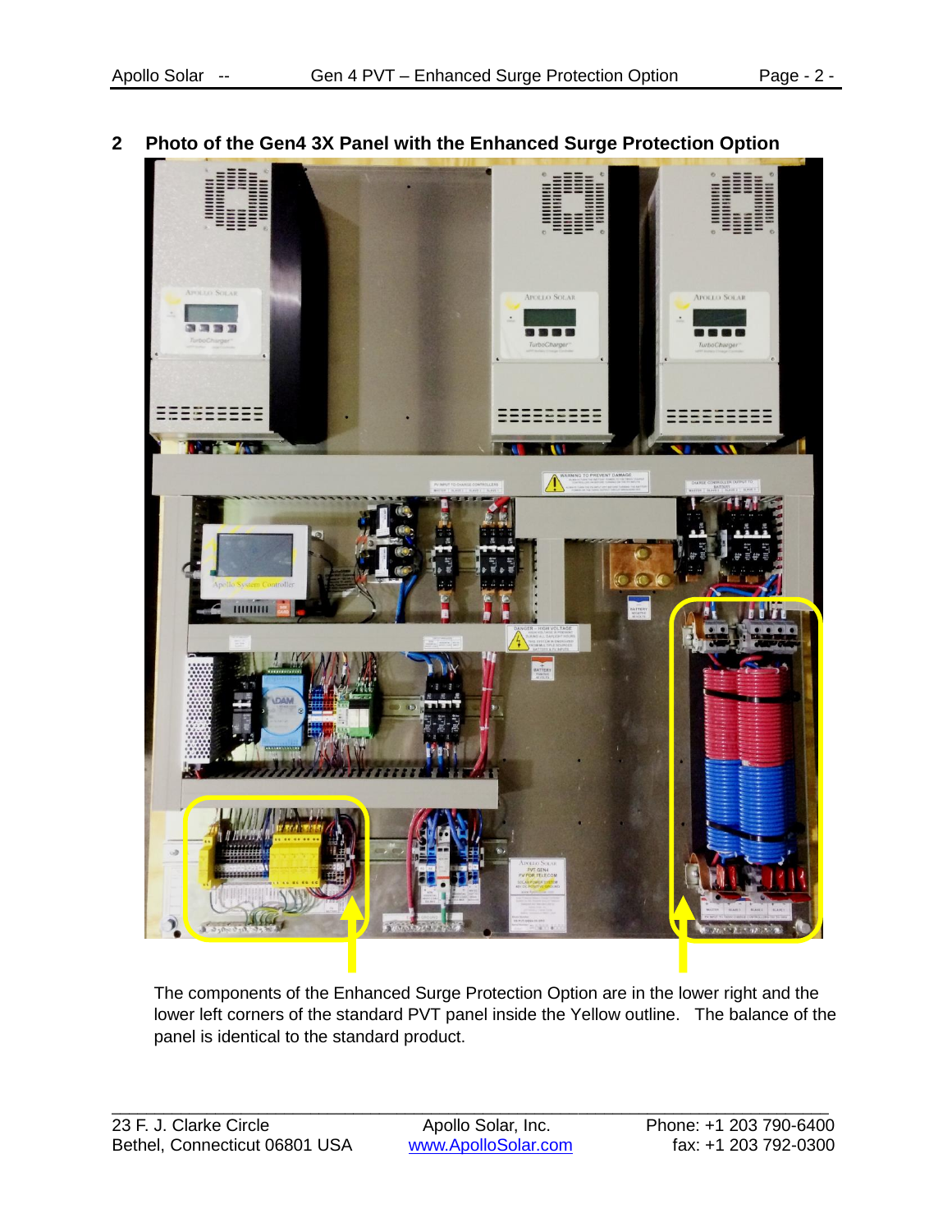## 2 Photo of the Gen4 3X Panel with the Enhanced Surge Protection Option

The components of the Enhanced Surge Protection Option are in the lower right and the lower left corners of the standard PVT panel inside the Yellow outline. The balance of the panel is identical to the standard product.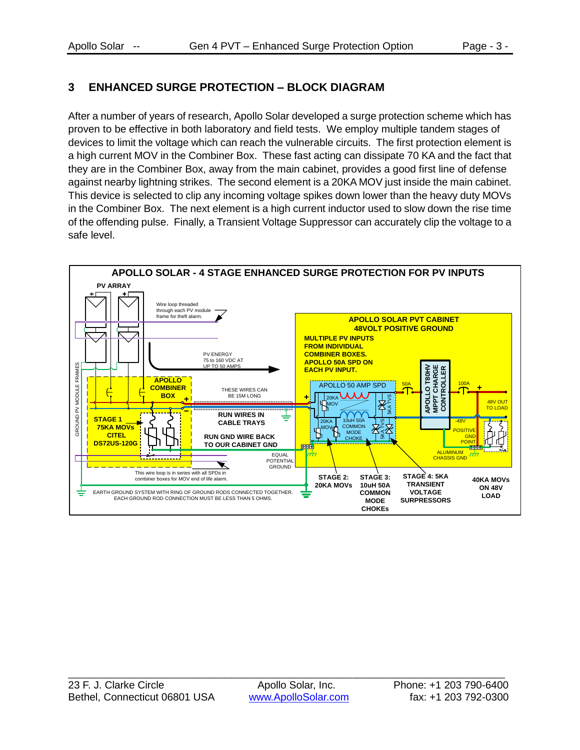## 3 ENHANCED SURGE PROTECTION – BLOCK DIAGRAM

After a number of years of research, Apollo Solar developed a surge protection scheme which has proven to be effective in both laboratory and field tests. We employ multiple tandem stages of devices to limit the voltage which can reach the vulnerable circuits. The first protection element is a high current MOV in the Combiner Box. These fast acting can dissipate 70 KA and the fact that they are in the Combiner Box, away from the main cabinet, provides a good first line of defense against nearby lightning strikes. The second element is a 20KA MOV just inside the main cabinet. This device is selected to clip any incoming voltage spikes down lower than the heavy duty MOVs in the Combiner Box. The next element is a high current inductor used to slow down the rise time of the offending pulse. Finally, a Transient Voltage Suppressor can accurately clip the voltage to a safe level.

APOLLO SOLAR - 4 STAGE ENHANCED SURGE PROTECTION FOR PV INPUTS

PV ARRAY

Wire loop threaded through each PV module frame for theft alarm.

GROUND PV MODULE FRAMES

PV ENERGY
75 to 160 VDC AT
UP TO 50 AMPS

APOLLO COMBINER BOX

STAGE 1
75KA MOVs
CITEL
DS72US-120G

THESE WIRES CAN BE 15M LONG

RUN WIRES IN CABLE TRAYS

RUN GND WIRE BACK TO OUR CABINET GND

EQUAL POTENTIAL GROUND

This wire loop is in series with all SPDs in combiner boxes for MOV end of life alarm.

EARTH GROUND SYSTEM WITH RING OF GROUND RODS CONNECTED TOGETHER.
EACH GROUND ROD CONNECTION MUST BE LESS THAN 5 OHMS.

APOLLO SOLAR PVT CABINET
48VOLT POSITIVE GROUND

MULTIPLE PV INPUTS FROM INDIVIDUAL COMBINER BOXES.
APOLLO 50A SPD ON EACH PV INPUT.

APOLLO 50 AMP SPD

20KA MOV

20KA MOV

10uH 50A COMMON MODE CHOKE

5KA TVS

5KA TVS

50A

100A

APOLLO T80HV MPPT CHARGE CONTROLLER

48V OUT TO LOAD

-48V

POSITIVE GND POINT

ALUMINUM CHASSIS GND

STAGE 2:
20KA MOVs

STAGE 3:
10uH 50A COMMON MODE CHOKEs

STAGE 4: 5KA TRANSIENT VOLTAGE SURPRESSORS

40KA MOVs ON 48V LOAD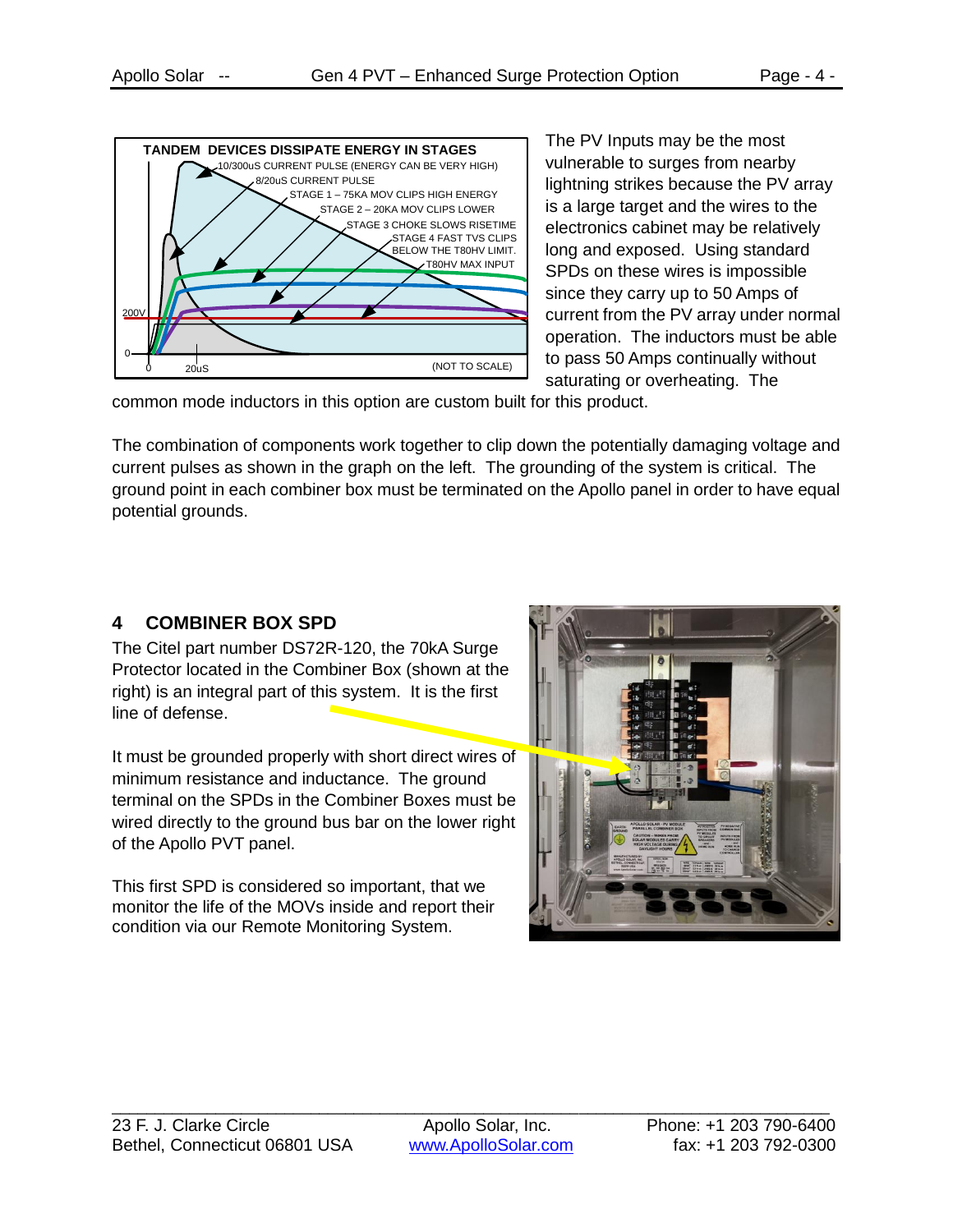The PV Inputs may be the most vulnerable to surges from nearby lightning strikes because the PV array is a large target and the wires to the electronics cabinet may be relatively long and exposed. Using standard SPDs on these wires is impossible since they carry up to 50 Amps of current from the PV array under normal operation. The inductors must be able to pass 50 Amps continually without saturating or overheating. The common mode inductors in this option are custom built for this product.

The combination of components work together to clip down the potentially damaging voltage and current pulses as shown in the graph on the left. The grounding of the system is critical. The ground point in each combiner box must be terminated on the Apollo panel in order to have equal potential grounds.

## 4 COMBINER BOX SPD

The Citel part number DS72R-120, the 70kA Surge Protector located in the Combiner Box (shown at the right) is an integral part of this system. It is the first line of defense.

It must be grounded properly with short direct wires of minimum resistance and inductance. The ground terminal on the SPDs in the Combiner Boxes must be wired directly to the ground bus bar on the lower right of the Apollo PVT panel.

This first SPD is considered so important, that we monitor the life of the MOVs inside and report their condition via our Remote Monitoring System.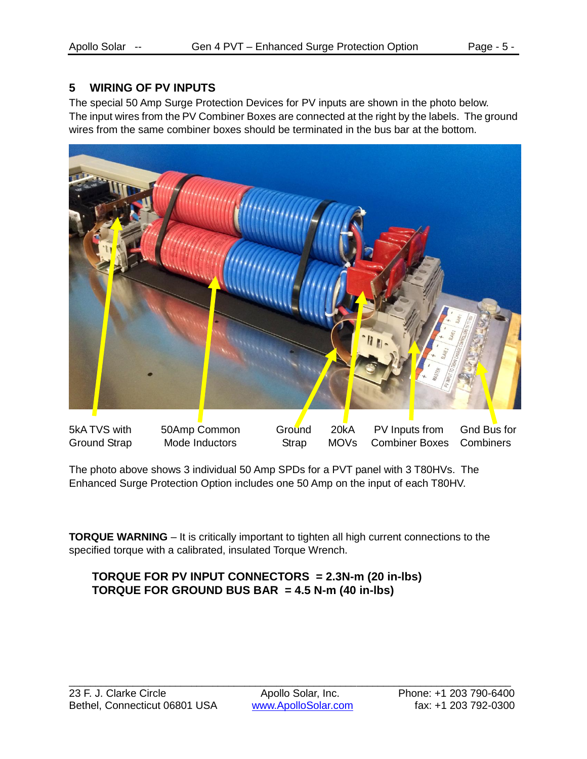## 5 WIRING OF PV INPUTS

The special 50 Amp Surge Protection Devices for PV inputs are shown in the photo below. The input wires from the PV Combiner Boxes are connected at the right by the labels. The ground wires from the same combiner boxes should be terminated in the bus bar at the bottom.

5kA TVS with Ground Strap

50Amp Common Mode Inductors

Ground Strap

20kA MOVs

PV Inputs from Combiner Boxes

Gnd Bus for Combiners

The photo above shows 3 individual 50 Amp SPDs for a PVT panel with 3 T80HVs. The Enhanced Surge Protection Option includes one 50 Amp on the input of each T80HV.

**TORQUE WARNING** – It is critically important to tighten all high current connections to the specified torque with a calibrated, insulated Torque Wrench.

**TORQUE FOR PV INPUT CONNECTORS = 2.3N-m (20 in-lbs)**
**TORQUE FOR GROUND BUS BAR = 4.5 N-m (40 in-lbs)**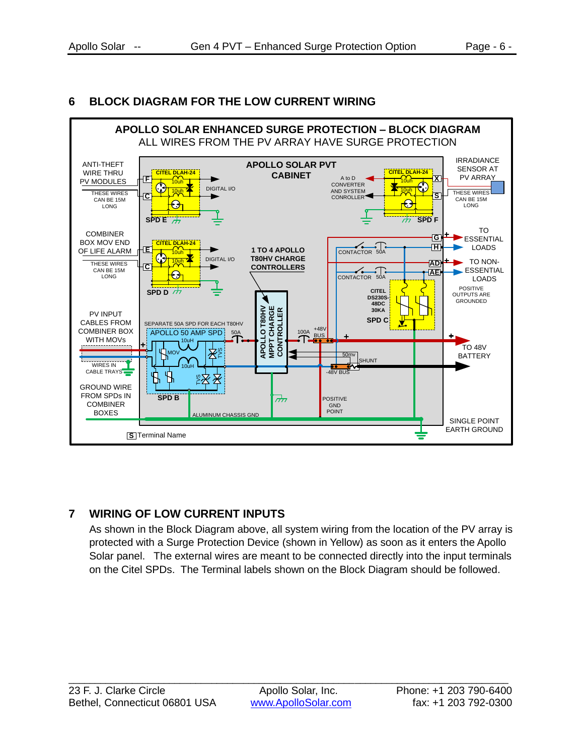## 6 BLOCK DIAGRAM FOR THE LOW CURRENT WIRING

APOLLO SOLAR ENHANCED SURGE PROTECTION – BLOCK DIAGRAM

ALL WIRES FROM THE PV ARRAY HAVE SURGE PROTECTION

ANTI-THEFT WIRE THRU PV MODULES

THESE WIRES CAN BE 15M LONG

APOLLO SOLAR PVT CABINET

CITEL DLAH-24

F

C

10uh

DIGITAL I/O

SPD E

A to D CONVERTER AND SYSTEM CONROLLER

X

S

SPD F

IRRADIANCE SENSOR AT PV ARRAY

THESE WIRES CAN BE 15M LONG

COMBINER BOX MOV END OF LIFE ALARM

THESE WIRES CAN BE 15M LONG

E

SPD D

1 TO 4 APOLLO T80HV CHARGE CONTROLLERS

CONTACTOR 50A

G

H

TO ESSENTIAL LOADS

AD

AE

TO NON-ESSENTIAL LOADS

CITEL DS230S-48DC 30KA

SPD C

POSITIVE OUTPUTS ARE GROUNDED

PV INPUT CABLES FROM COMBINER BOX WITH MOVs

SEPARATE 50A SPD FOR EACH T80HV

APOLLO 50 AMP SPD

MOV

TVS

50A

APOLLO T80HV MPPT CHARGE CONTROLLER

100A

+48V BUS

50mv

SHUNT

-48V BUS

TO 48V BATTERY

WIRES IN CABLE TRAYS

GROUND WIRE FROM SPDs IN COMBINER BOXES

SPD B

POSITIVE GND POINT

ALUMINUM CHASSIS GND

SINGLE POINT EARTH GROUND

S Terminal Name

## 7 WIRING OF LOW CURRENT INPUTS

As shown in the Block Diagram above, all system wiring from the location of the PV array is protected with a Surge Protection Device (shown in Yellow) as soon as it enters the Apollo Solar panel. The external wires are meant to be connected directly into the input terminals on the Citel SPDs. The Terminal labels shown on the Block Diagram should be followed.

23 F. J. Clarke Circle
Bethel, Connecticut 06801 USA

Apollo Solar, Inc.
www.ApolloSolar.com

Phone: +1 203 790-6400
fax: +1 203 792-0300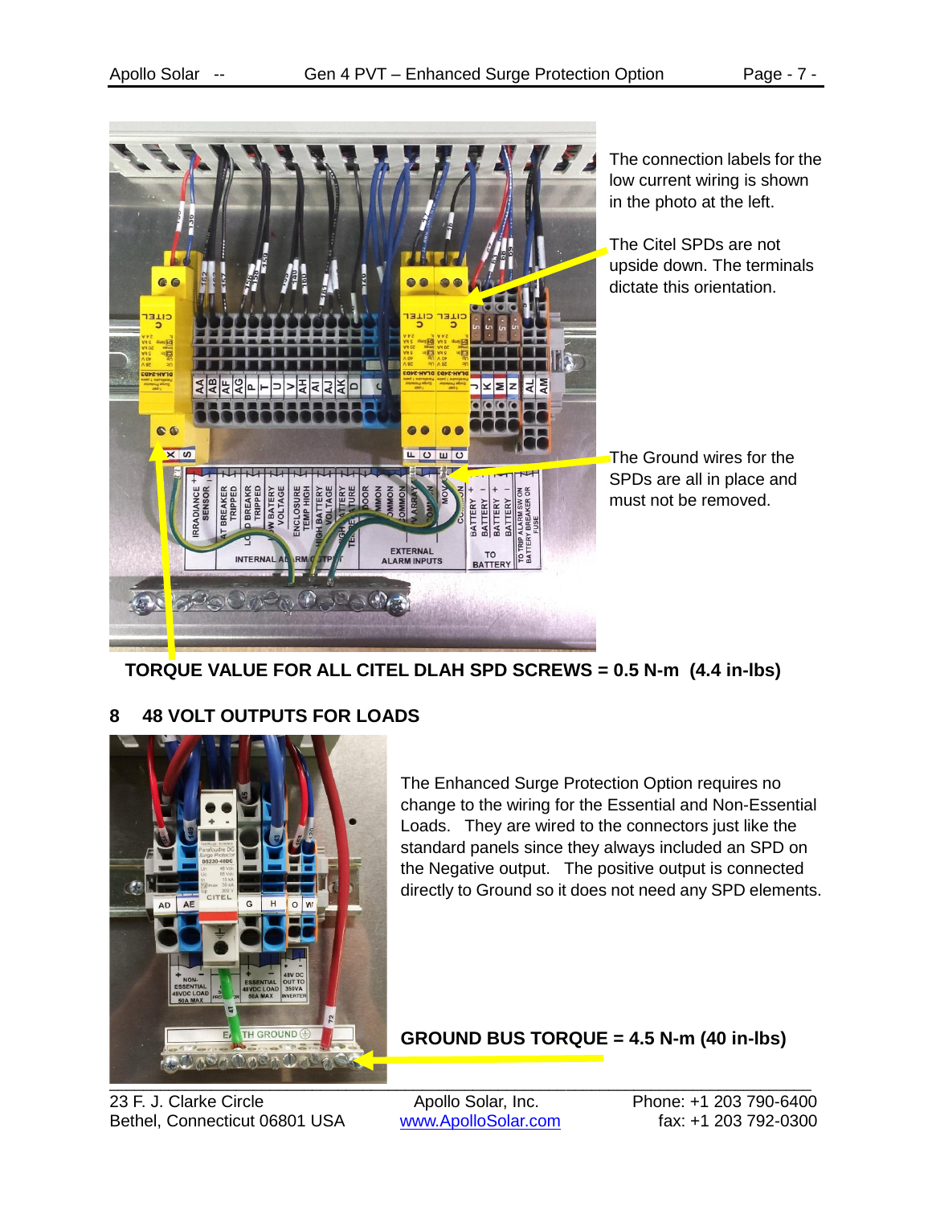The connection labels for the low current wiring is shown in the photo at the left.

The Citel SPDs are not upside down. The terminals dictate this orientation.

The Ground wires for the SPDs are all in place and must not be removed.

**TORQUE VALUE FOR ALL CITEL DLAH SPD SCREWS = 0.5 N-m (4.4 in-lbs)**

## 8 48 VOLT OUTPUTS FOR LOADS

The Enhanced Surge Protection Option requires no change to the wiring for the Essential and Non-Essential Loads. They are wired to the connectors just like the standard panels since they always included an SPD on the Negative output. The positive output is connected directly to Ground so it does not need any SPD elements.

**GROUND BUS TORQUE = 4.5 N-m (40 in-lbs)**

23 F. J. Clarke Circle
Bethel, Connecticut 06801 USA

Apollo Solar, Inc.
www.ApolloSolar.com

Phone: +1 203 790-6400
fax: +1 203 792-0300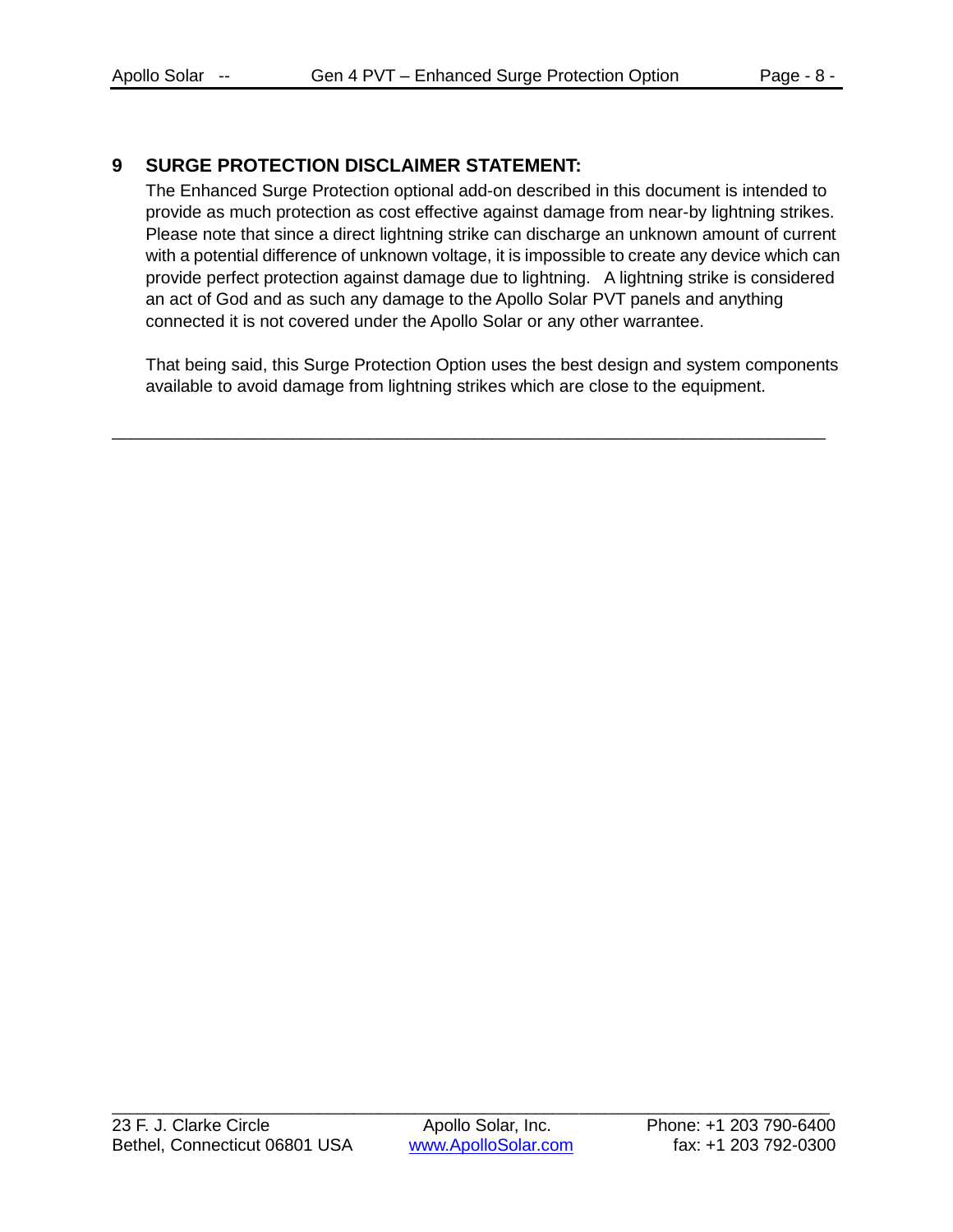## 9 SURGE PROTECTION DISCLAIMER STATEMENT:

The Enhanced Surge Protection optional add-on described in this document is intended to provide as much protection as cost effective against damage from near-by lightning strikes. Please note that since a direct lightning strike can discharge an unknown amount of current with a potential difference of unknown voltage, it is impossible to create any device which can provide perfect protection against damage due to lightning. A lightning strike is considered an act of God and as such any damage to the Apollo Solar PVT panels and anything connected it is not covered under the Apollo Solar or any other warrantee.

That being said, this Surge Protection Option uses the best design and system components available to avoid damage from lightning strikes which are close to the equipment.

---